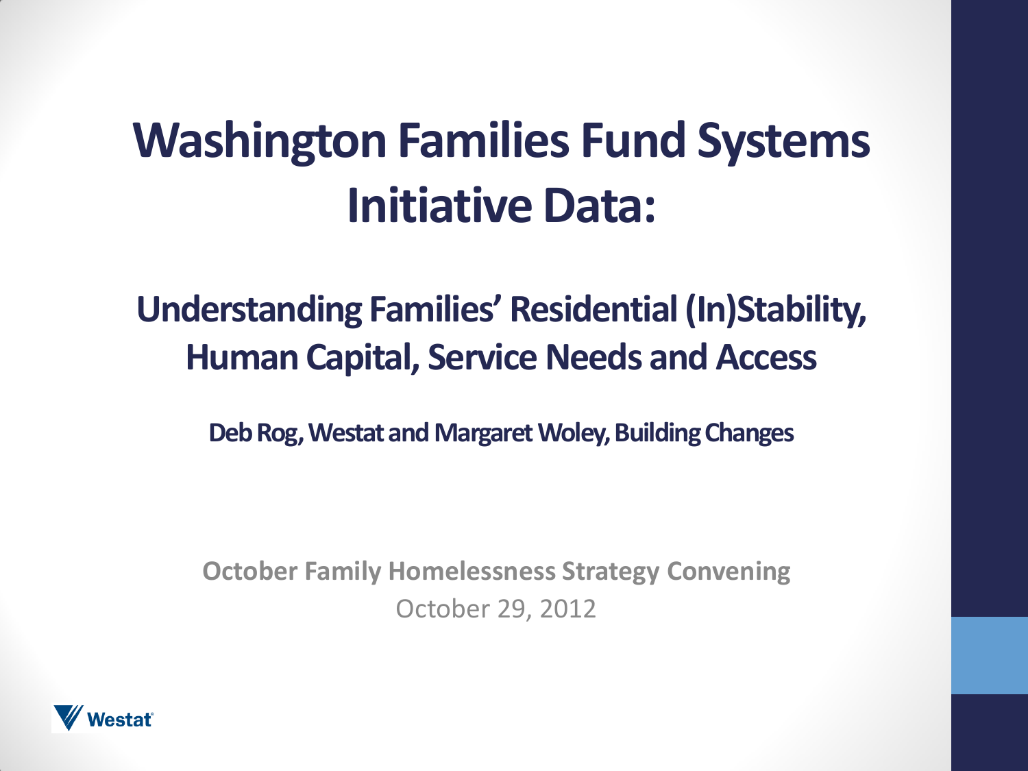# Washington Families Fund Systems Initiative Data:

## Understanding Families' Residential (In)Stability, Human Capital, Service Needs and Access

**Deb Rog, Westat and Margaret Woley, Building Changes**

**October Family Homelessness Strategy Convening**

October 29, 2012

Westat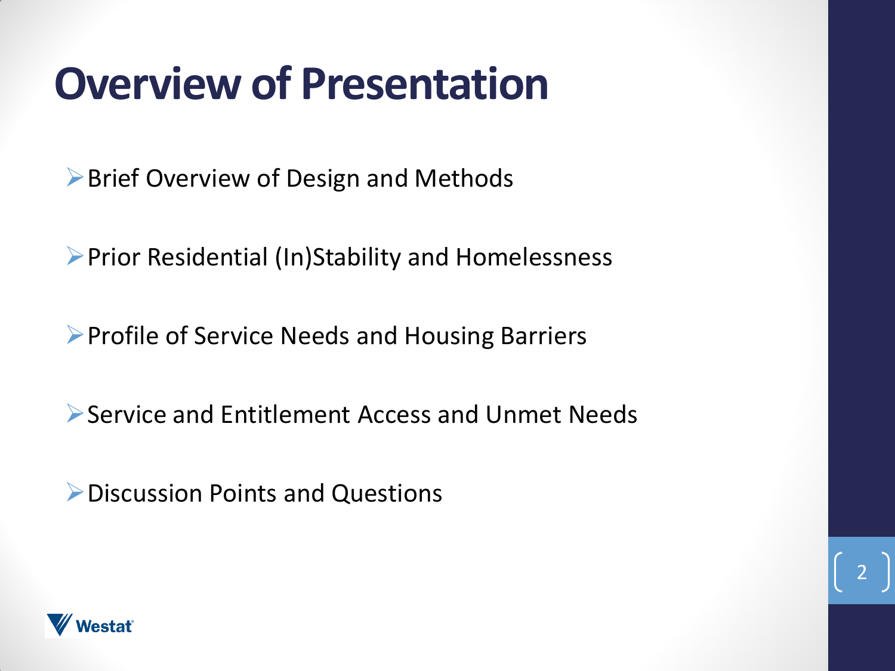# Overview of Presentation

- Brief Overview of Design and Methods
- Prior Residential (In)Stability and Homelessness
- Profile of Service Needs and Housing Barriers
- Service and Entitlement Access and Unmet Needs
- Discussion Points and Questions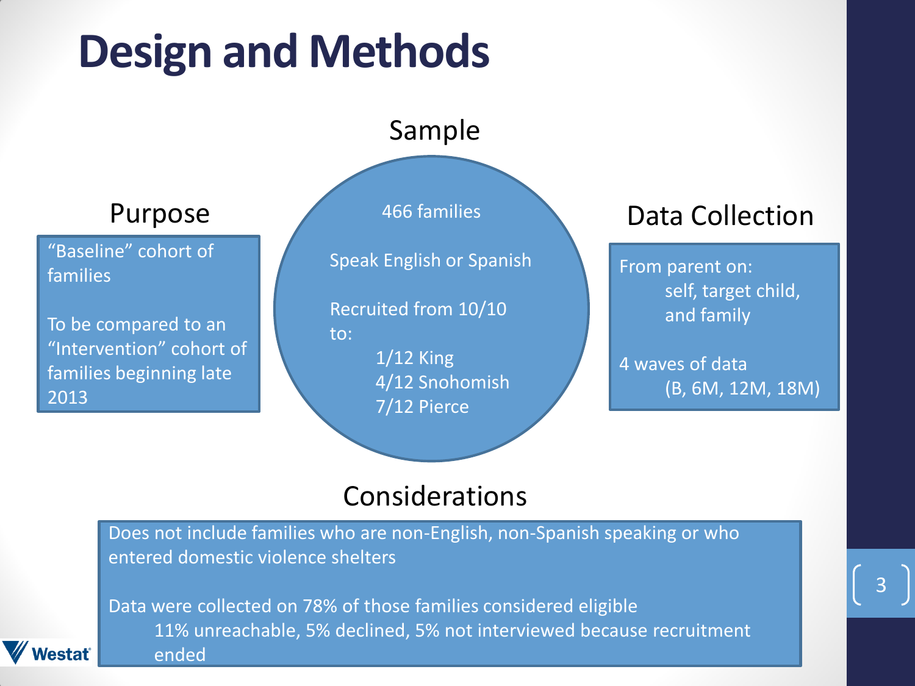# Design and Methods

## Sample

466 families

Speak English or Spanish

Recruited from 10/10 to:

- 1/12 King
- 4/12 Snohomish
- 7/12 Pierce

## Purpose

"Baseline" cohort of families

To be compared to an "Intervention" cohort of families beginning late 2013

## Data Collection

From parent on:
- self, target child, and family

4 waves of data
- (B, 6M, 12M, 18M)

## Considerations

Does not include families who are non-English, non-Spanish speaking or who entered domestic violence shelters

Data were collected on 78% of those families considered eligible
- 11% unreachable, 5% declined, 5% not interviewed because recruitment ended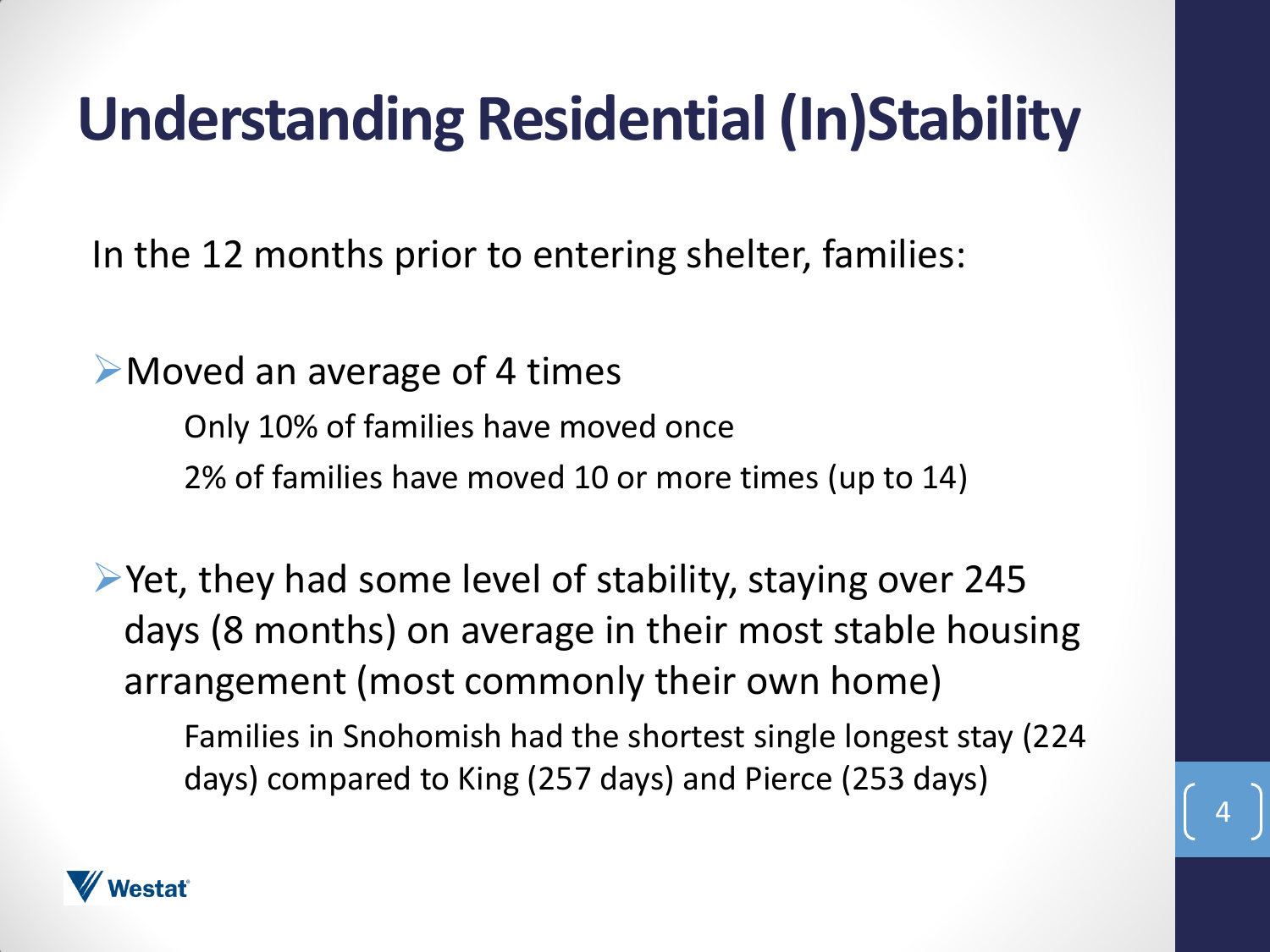# Understanding Residential (In)Stability

In the 12 months prior to entering shelter, families:

- Moved an average of 4 times
  - Only 10% of families have moved once
  - 2% of families have moved 10 or more times (up to 14)

- Yet, they had some level of stability, staying over 245 days (8 months) on average in their most stable housing arrangement (most commonly their own home)
  - Families in Snohomish had the shortest single longest stay (224 days) compared to King (257 days) and Pierce (253 days)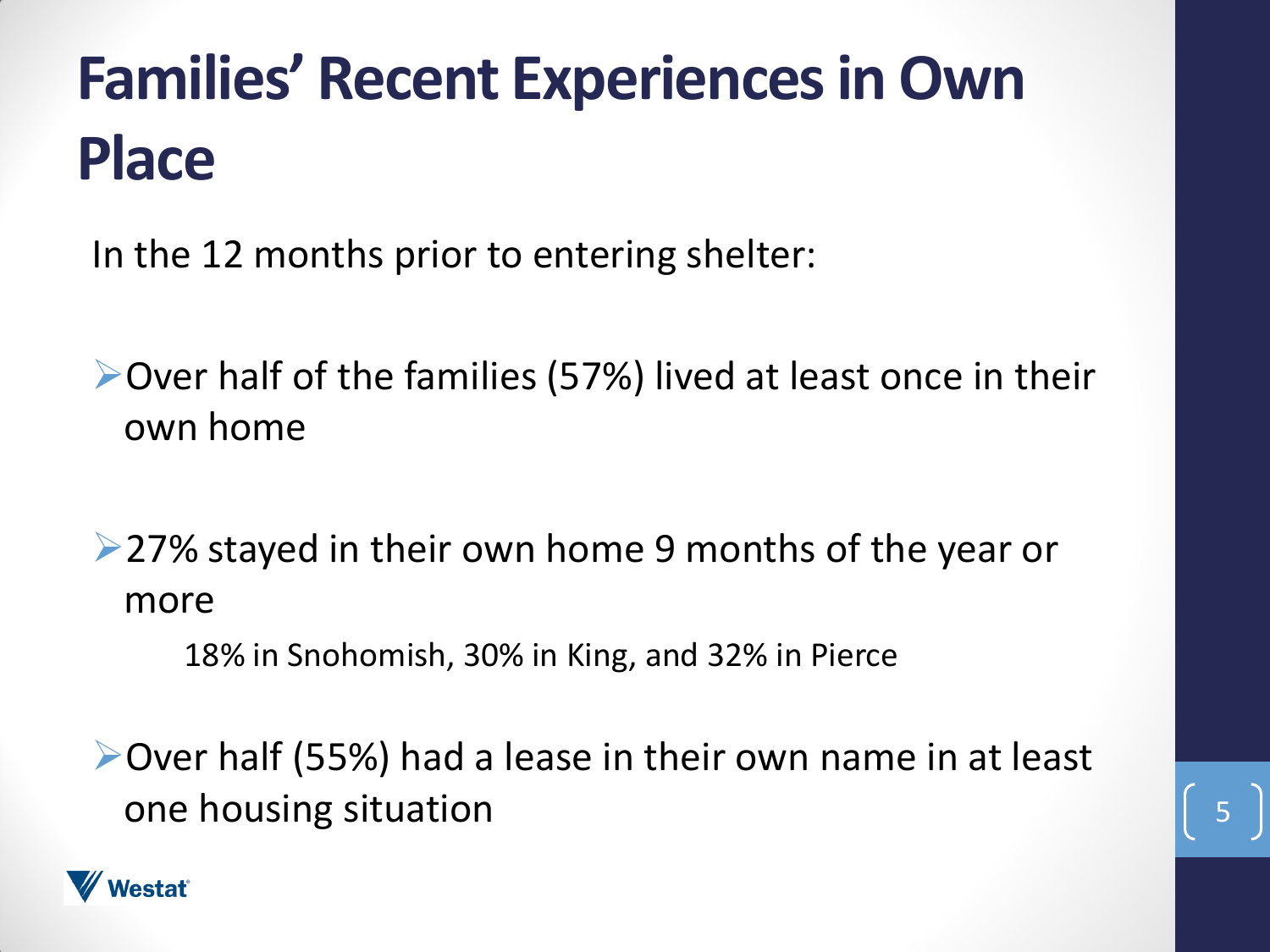# Families' Recent Experiences in Own Place

In the 12 months prior to entering shelter:

- Over half of the families (57%) lived at least once in their own home

- 27% stayed in their own home 9 months of the year or more

  18% in Snohomish, 30% in King, and 32% in Pierce

- Over half (55%) had a lease in their own name in at least one housing situation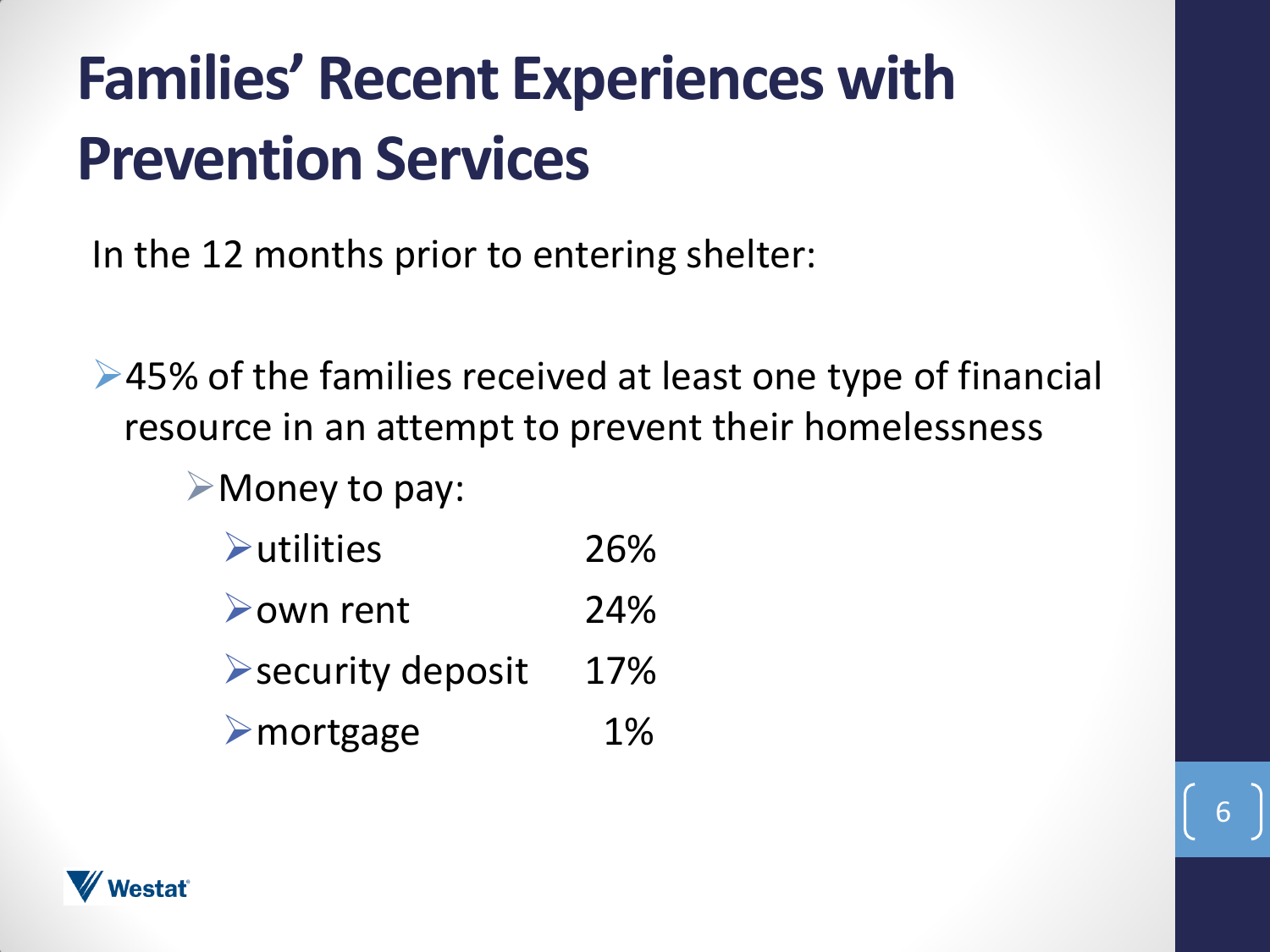# Families' Recent Experiences with Prevention Services

In the 12 months prior to entering shelter:

- 45% of the families received at least one type of financial resource in an attempt to prevent their homelessness
  - Money to pay:
    - utilities 26%
    - own rent 24%
    - security deposit 17%
    - mortgage 1%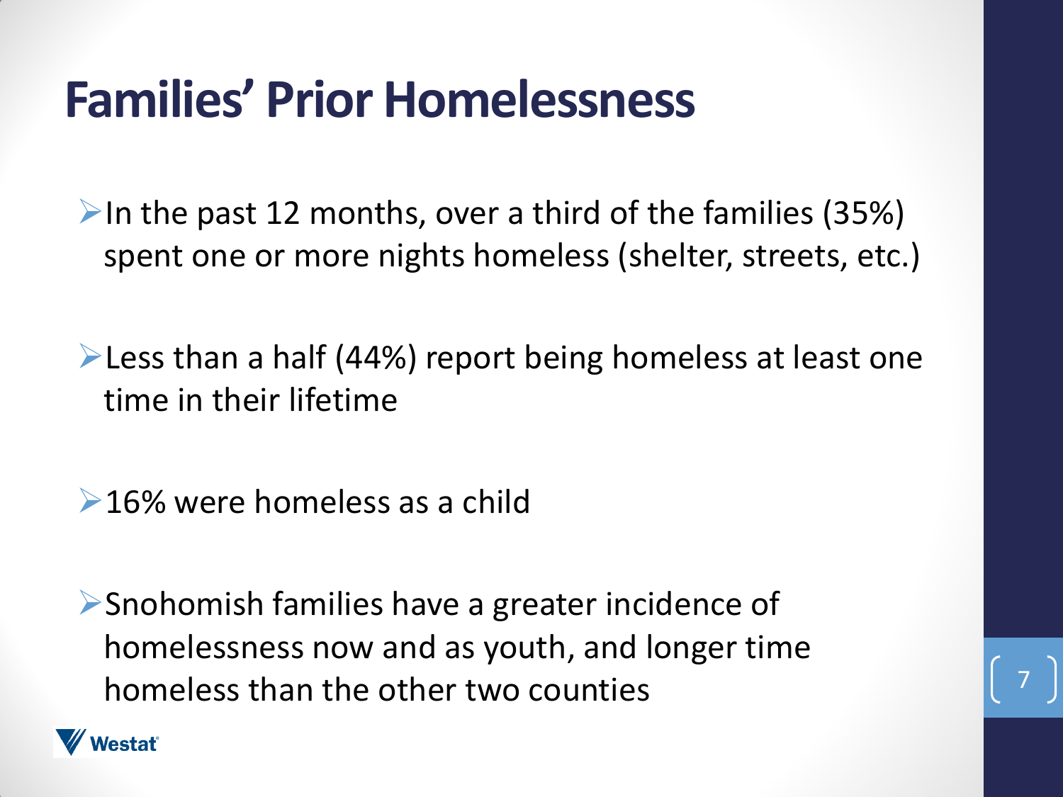# Families' Prior Homelessness

- In the past 12 months, over a third of the families (35%) spent one or more nights homeless (shelter, streets, etc.)

- Less than a half (44%) report being homeless at least one time in their lifetime

- 16% were homeless as a child

- Snohomish families have a greater incidence of homelessness now and as youth, and longer time homeless than the other two counties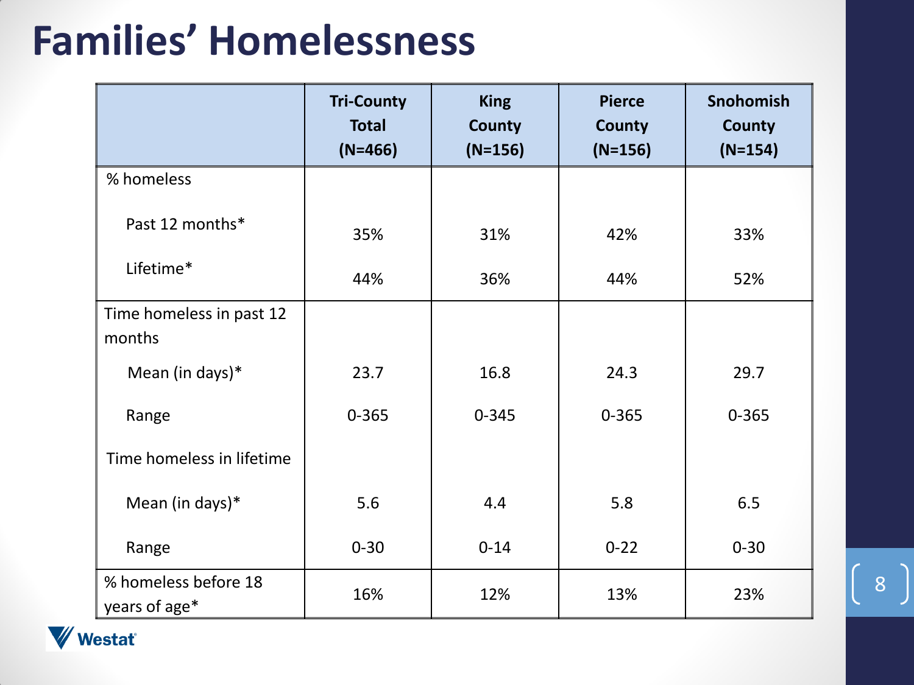# Families' Homelessness

| | Tri-County Total (N=466) | King County (N=156) | Pierce County (N=156) | Snohomish County (N=154) |
|---|---|---|---|---|
| % homeless | | | | |
| Past 12 months* | 35% | 31% | 42% | 33% |
| Lifetime* | 44% | 36% | 44% | 52% |
| Time homeless in past 12 months | | | | |
| Mean (in days)* | 23.7 | 16.8 | 24.3 | 29.7 |
| Range | 0-365 | 0-345 | 0-365 | 0-365 |
| Time homeless in lifetime | | | | |
| Mean (in days)* | 5.6 | 4.4 | 5.8 | 6.5 |
| Range | 0-30 | 0-14 | 0-22 | 0-30 |
| % homeless before 18 years of age* | 16% | 12% | 13% | 23% |

Westat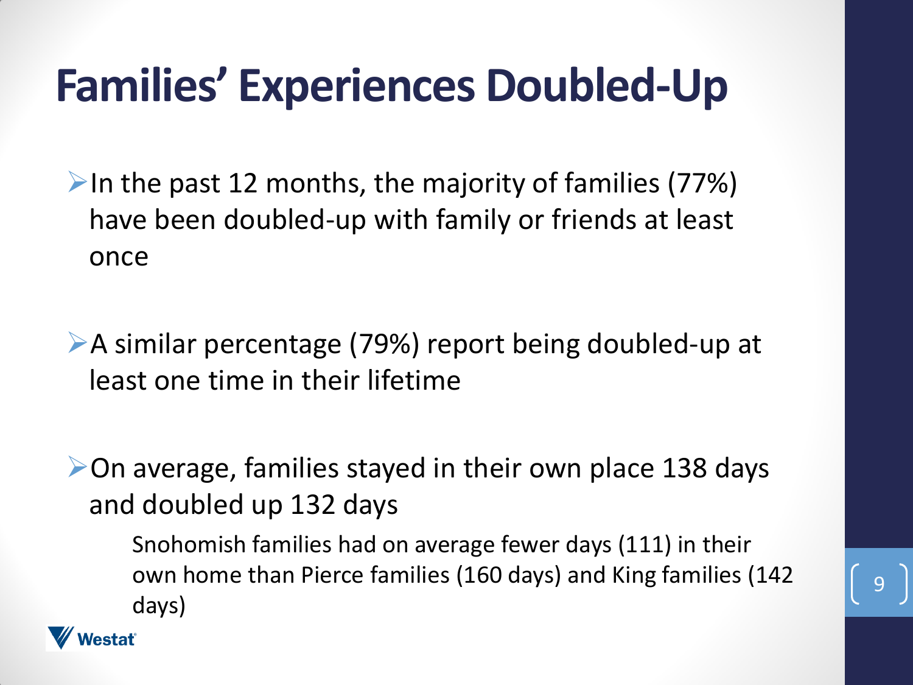# Families' Experiences Doubled-Up

- In the past 12 months, the majority of families (77%) have been doubled-up with family or friends at least once

- A similar percentage (79%) report being doubled-up at least one time in their lifetime

- On average, families stayed in their own place 138 days and doubled up 132 days

  Snohomish families had on average fewer days (111) in their own home than Pierce families (160 days) and King families (142 days)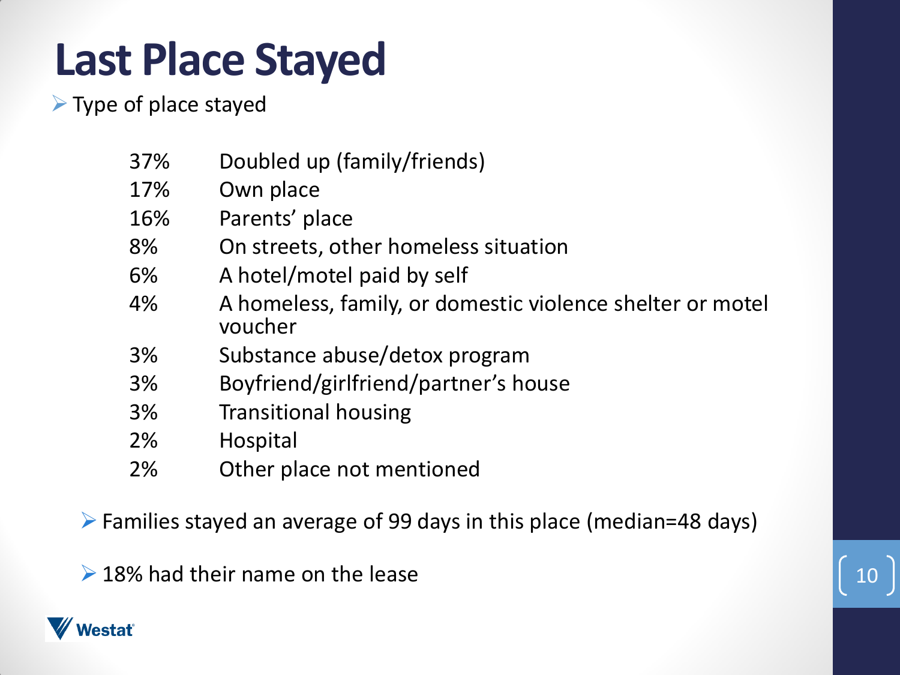# Last Place Stayed

- Type of place stayed

| | |
|---|---|
| 37% | Doubled up (family/friends) |
| 17% | Own place |
| 16% | Parents' place |
| 8% | On streets, other homeless situation |
| 6% | A hotel/motel paid by self |
| 4% | A homeless, family, or domestic violence shelter or motel voucher |
| 3% | Substance abuse/detox program |
| 3% | Boyfriend/girlfriend/partner's house |
| 3% | Transitional housing |
| 2% | Hospital |
| 2% | Other place not mentioned |

- Families stayed an average of 99 days in this place (median=48 days)
- 18% had their name on the lease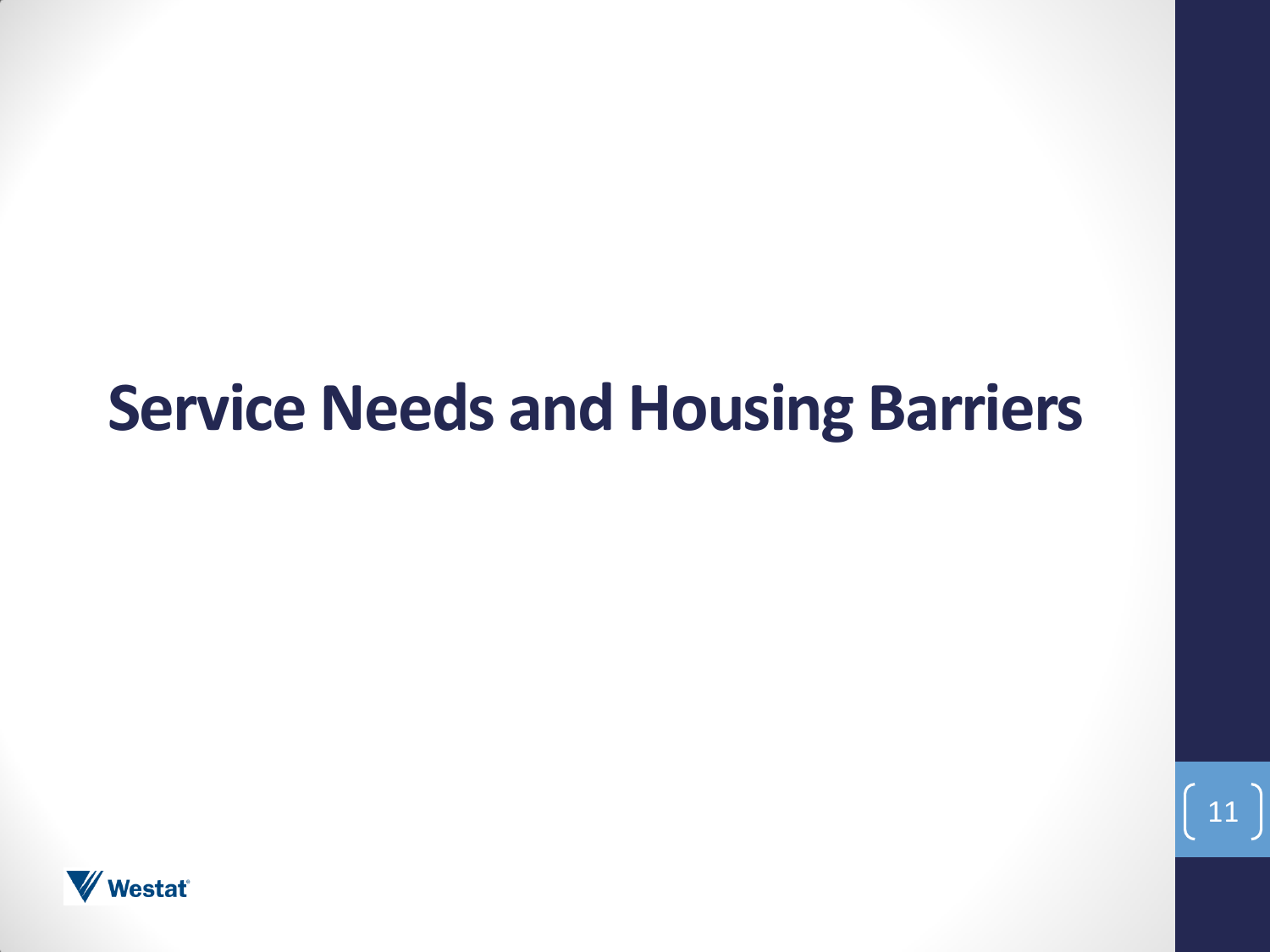# Service Needs and Housing Barriers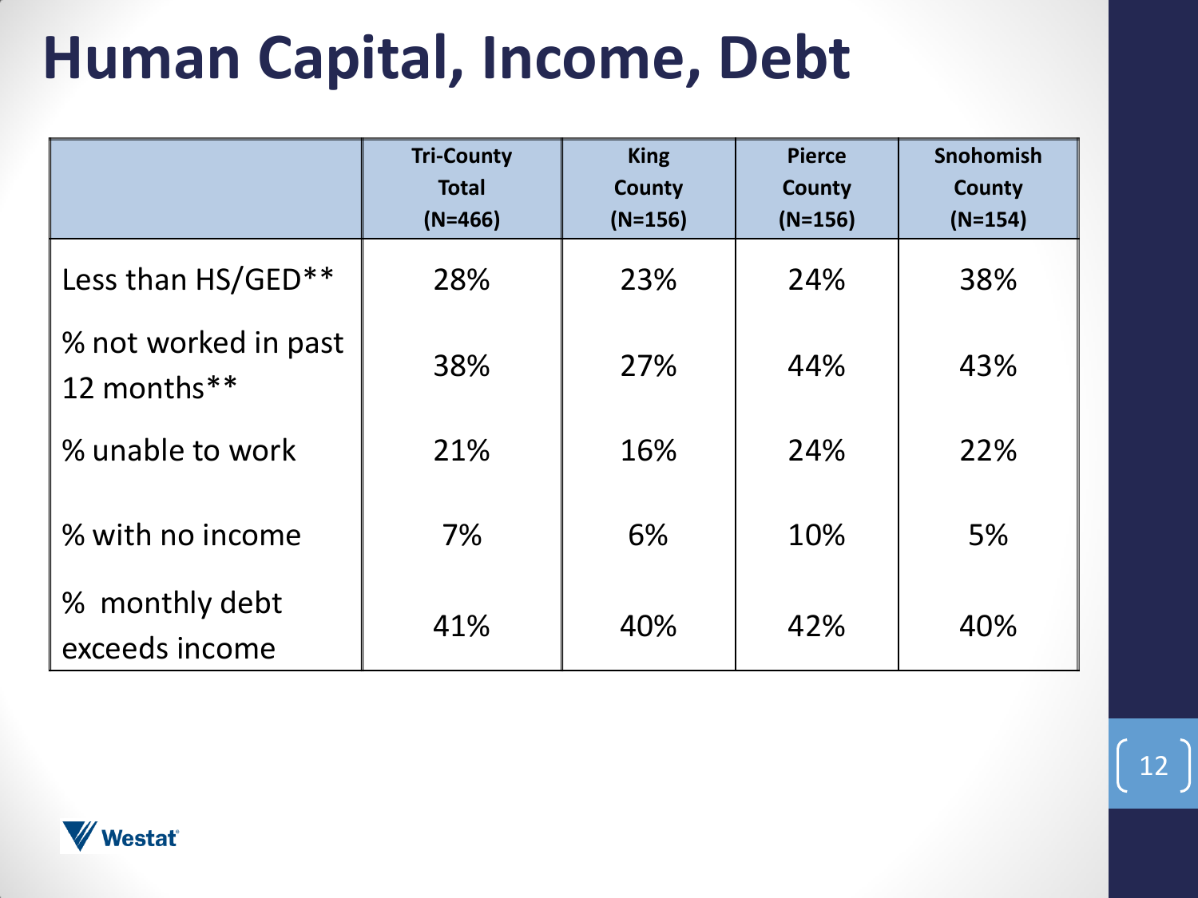# Human Capital, Income, Debt

| | Tri-County Total (N=466) | King County (N=156) | Pierce County (N=156) | Snohomish County (N=154) |
|---|---|---|---|---|
| Less than HS/GED** | 28% | 23% | 24% | 38% |
| % not worked in past 12 months** | 38% | 27% | 44% | 43% |
| % unable to work | 21% | 16% | 24% | 22% |
| % with no income | 7% | 6% | 10% | 5% |
| % monthly debt exceeds income | 41% | 40% | 42% | 40% |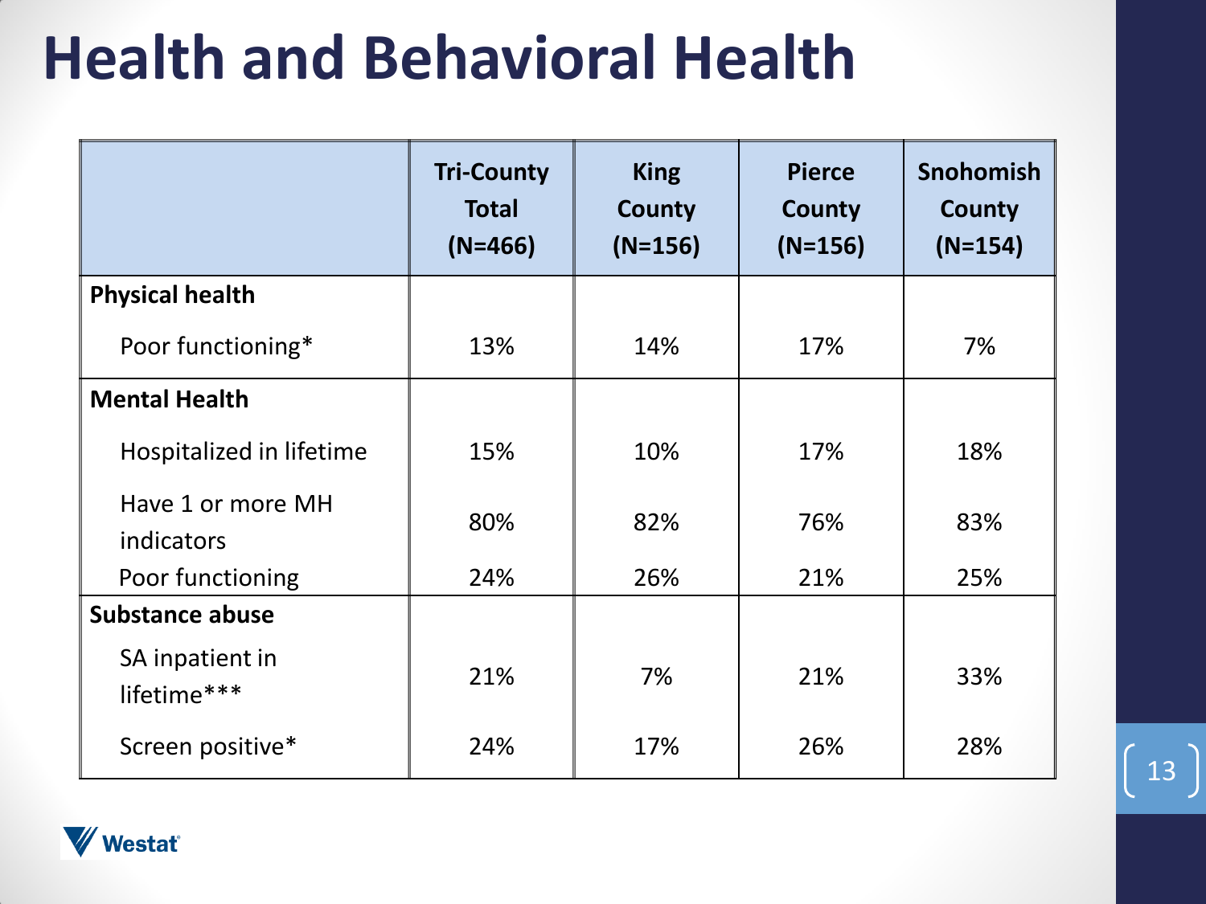# Health and Behavioral Health

| | Tri-County Total (N=466) | King County (N=156) | Pierce County (N=156) | Snohomish County (N=154) |
|---|---|---|---|---|
| **Physical health** | | | | |
| Poor functioning* | 13% | 14% | 17% | 7% |
| **Mental Health** | | | | |
| Hospitalized in lifetime | 15% | 10% | 17% | 18% |
| Have 1 or more MH indicators | 80% | 82% | 76% | 83% |
| Poor functioning | 24% | 26% | 21% | 25% |
| **Substance abuse** | | | | |
| SA inpatient in lifetime*** | 21% | 7% | 21% | 33% |
| Screen positive* | 24% | 17% | 26% | 28% |

Westat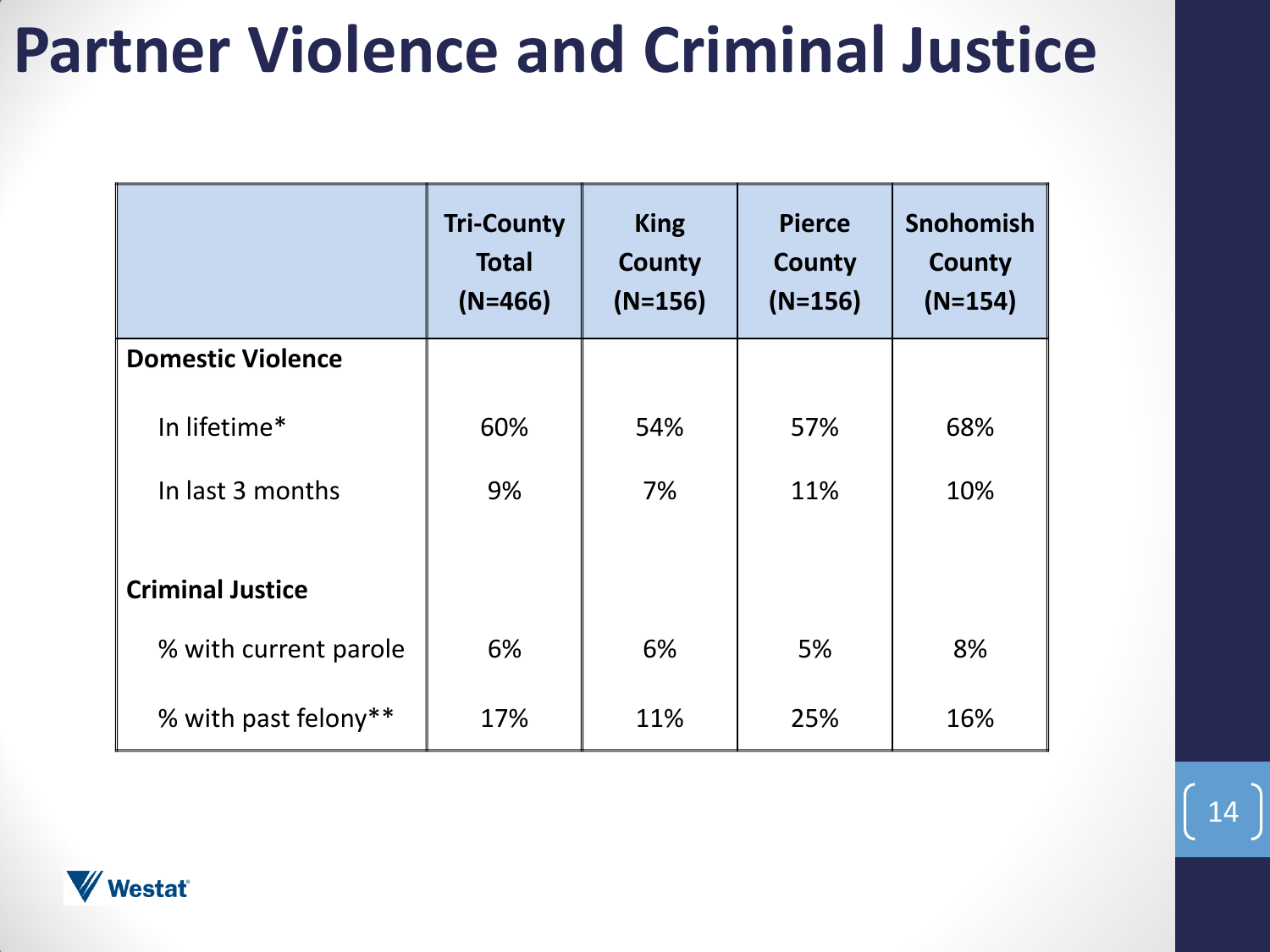# Partner Violence and Criminal Justice

| | Tri-County Total (N=466) | King County (N=156) | Pierce County (N=156) | Snohomish County (N=154) |
|---|---|---|---|---|
| **Domestic Violence** | | | | |
| In lifetime* | 60% | 54% | 57% | 68% |
| In last 3 months | 9% | 7% | 11% | 10% |
| **Criminal Justice** | | | | |
| % with current parole | 6% | 6% | 5% | 8% |
| % with past felony** | 17% | 11% | 25% | 16% |

Westat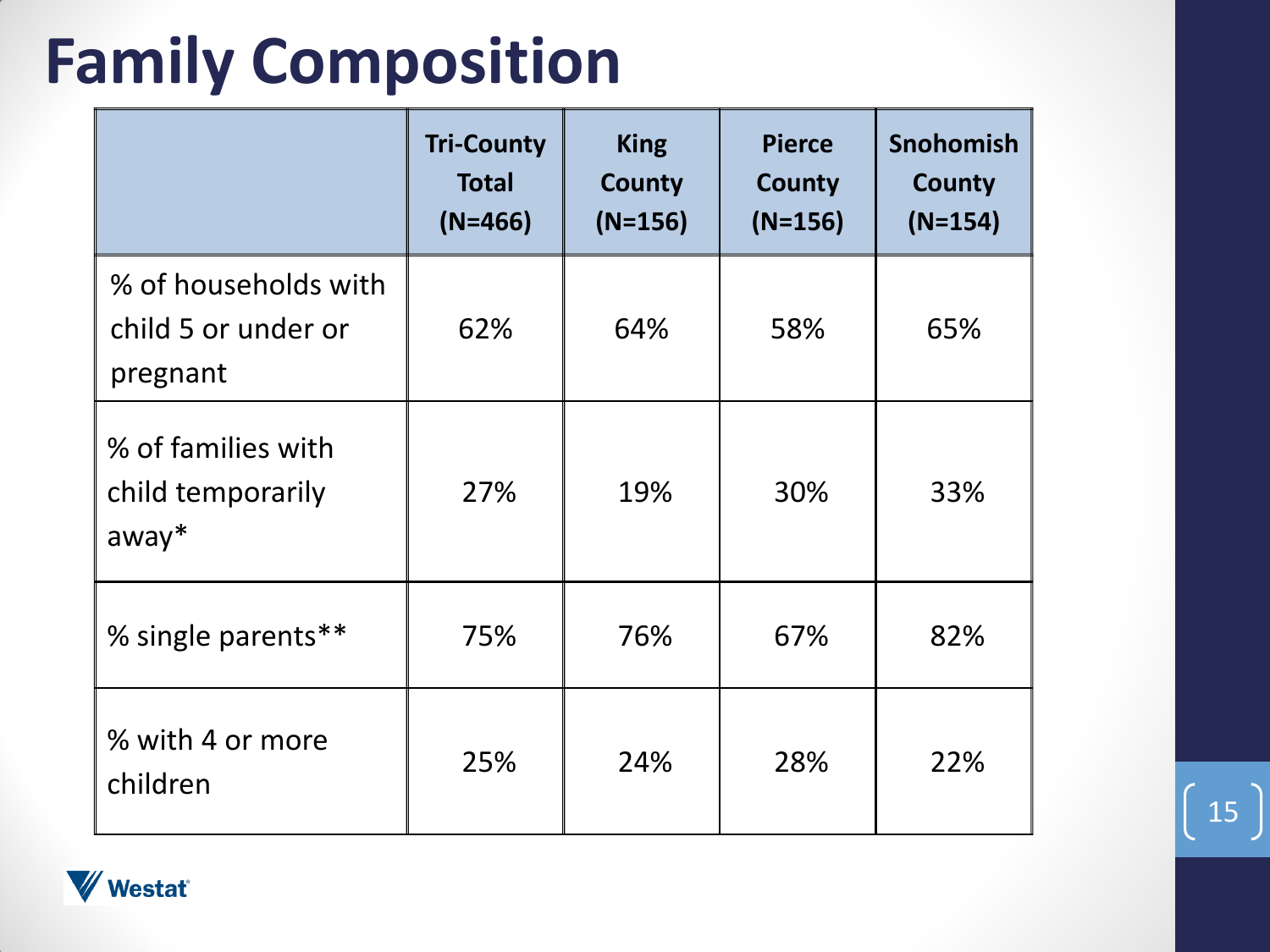# Family Composition

| | Tri-County Total (N=466) | King County (N=156) | Pierce County (N=156) | Snohomish County (N=154) |
|---|---|---|---|---|
| % of households with child 5 or under or pregnant | 62% | 64% | 58% | 65% |
| % of families with child temporarily away* | 27% | 19% | 30% | 33% |
| % single parents** | 75% | 76% | 67% | 82% |
| % with 4 or more children | 25% | 24% | 28% | 22% |

Westat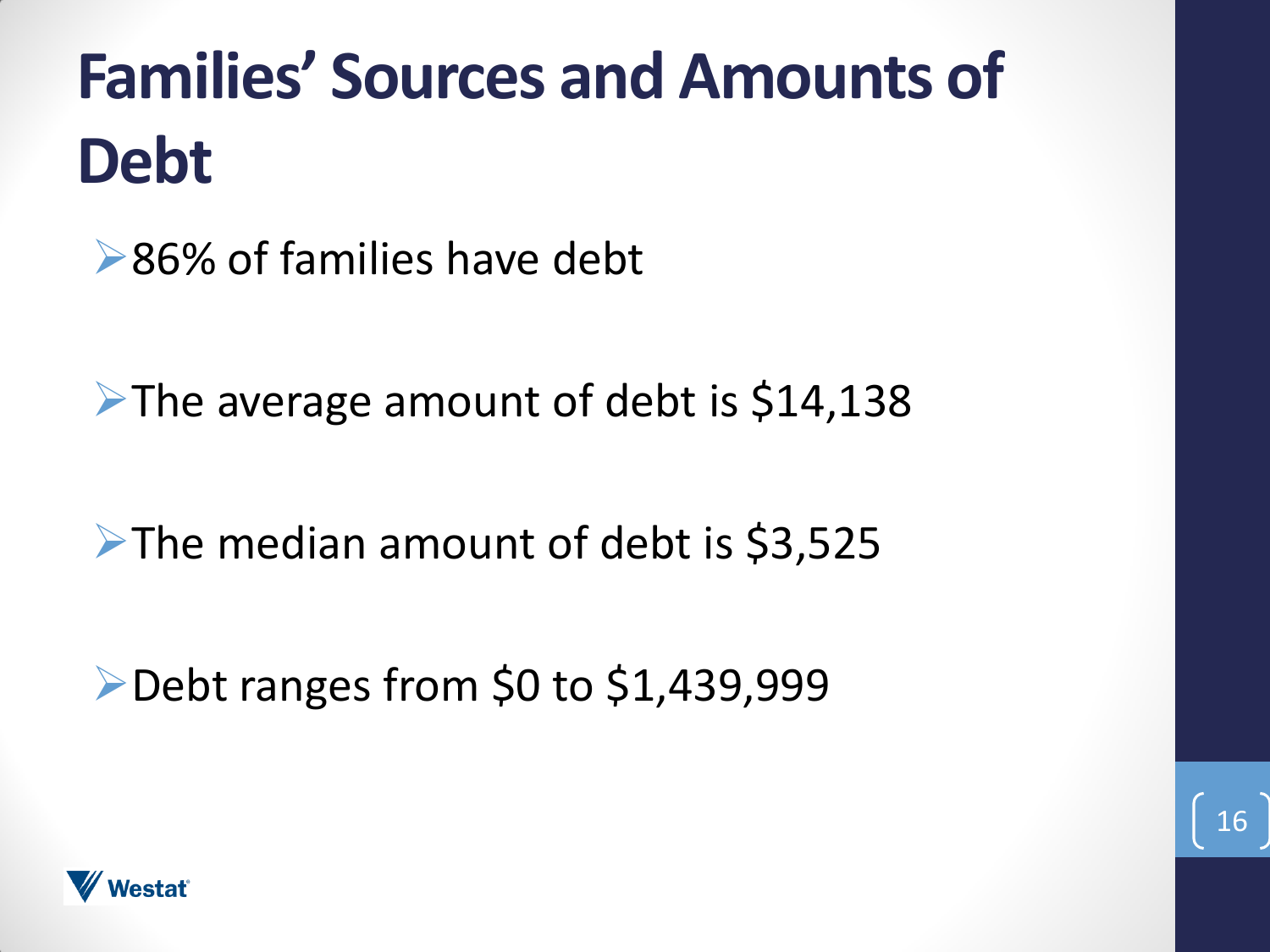# Families' Sources and Amounts of Debt

- 86% of families have debt
- The average amount of debt is $14,138
- The median amount of debt is $3,525
- Debt ranges from $0 to $1,439,999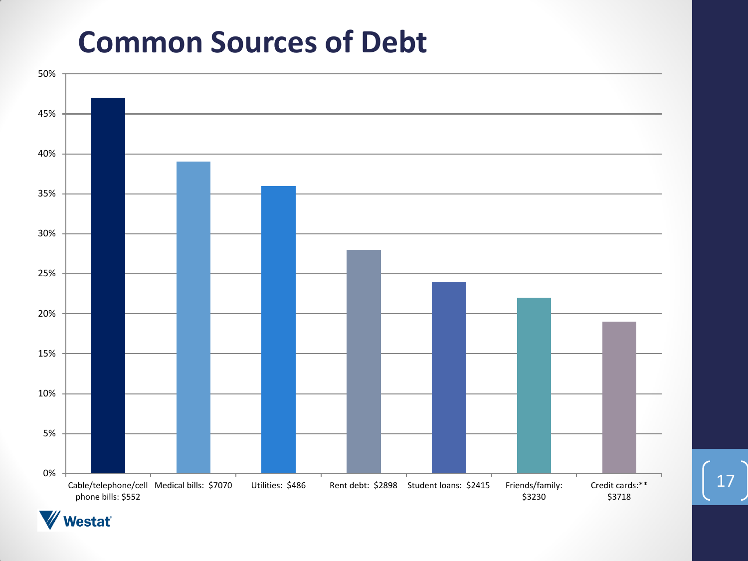# Common Sources of Debt

| Source of debt | Percent |
|---|---|
| Cable/telephone/cell phone bills: $552 | 47% |
| Medical bills: $7070 | 39% |
| Utilities: $486 | 36% |
| Rent debt: $2898 | 28% |
| Student loans: $2415 | 24% |
| Friends/family: $3230 | 22% |
| Credit cards:** $3718 | 19% |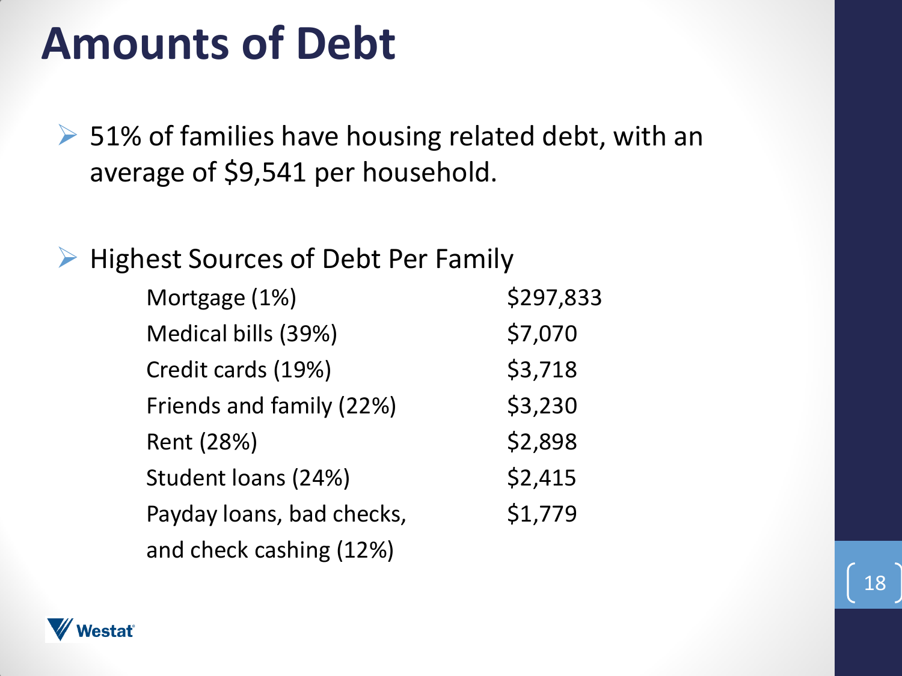# Amounts of Debt

- 51% of families have housing related debt, with an average of $9,541 per household.

- Highest Sources of Debt Per Family

| | |
|---|---|
| Mortgage (1%) | $297,833 |
| Medical bills (39%) | $7,070 |
| Credit cards (19%) | $3,718 |
| Friends and family (22%) | $3,230 |
| Rent (28%) | $2,898 |
| Student loans (24%) | $2,415 |
| Payday loans, bad checks, and check cashing (12%) | $1,779 |

Westat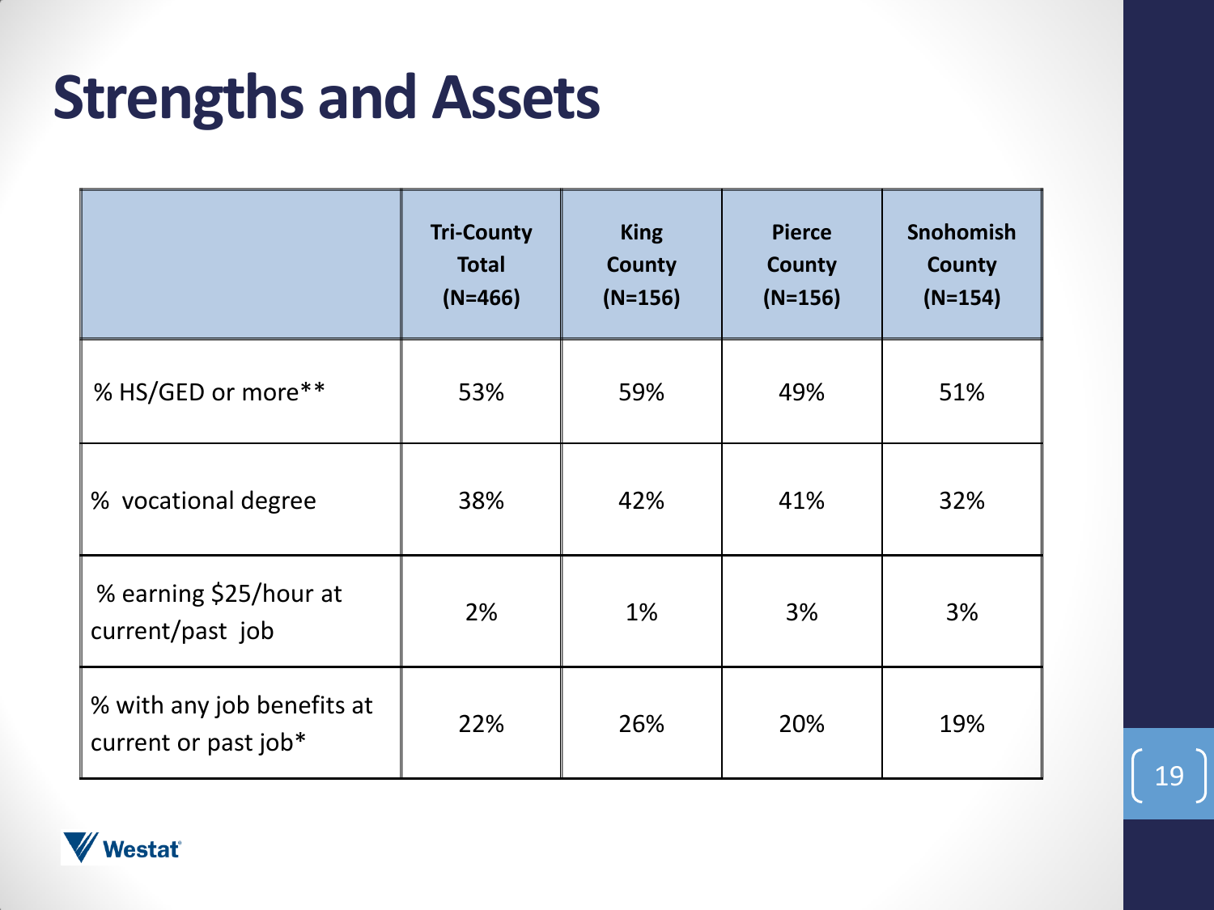# Strengths and Assets

| | Tri-County Total (N=466) | King County (N=156) | Pierce County (N=156) | Snohomish County (N=154) |
|---|---|---|---|---|
| % HS/GED or more** | 53% | 59% | 49% | 51% |
| % vocational degree | 38% | 42% | 41% | 32% |
| % earning $25/hour at current/past job | 2% | 1% | 3% | 3% |
| % with any job benefits at current or past job* | 22% | 26% | 20% | 19% |

Westat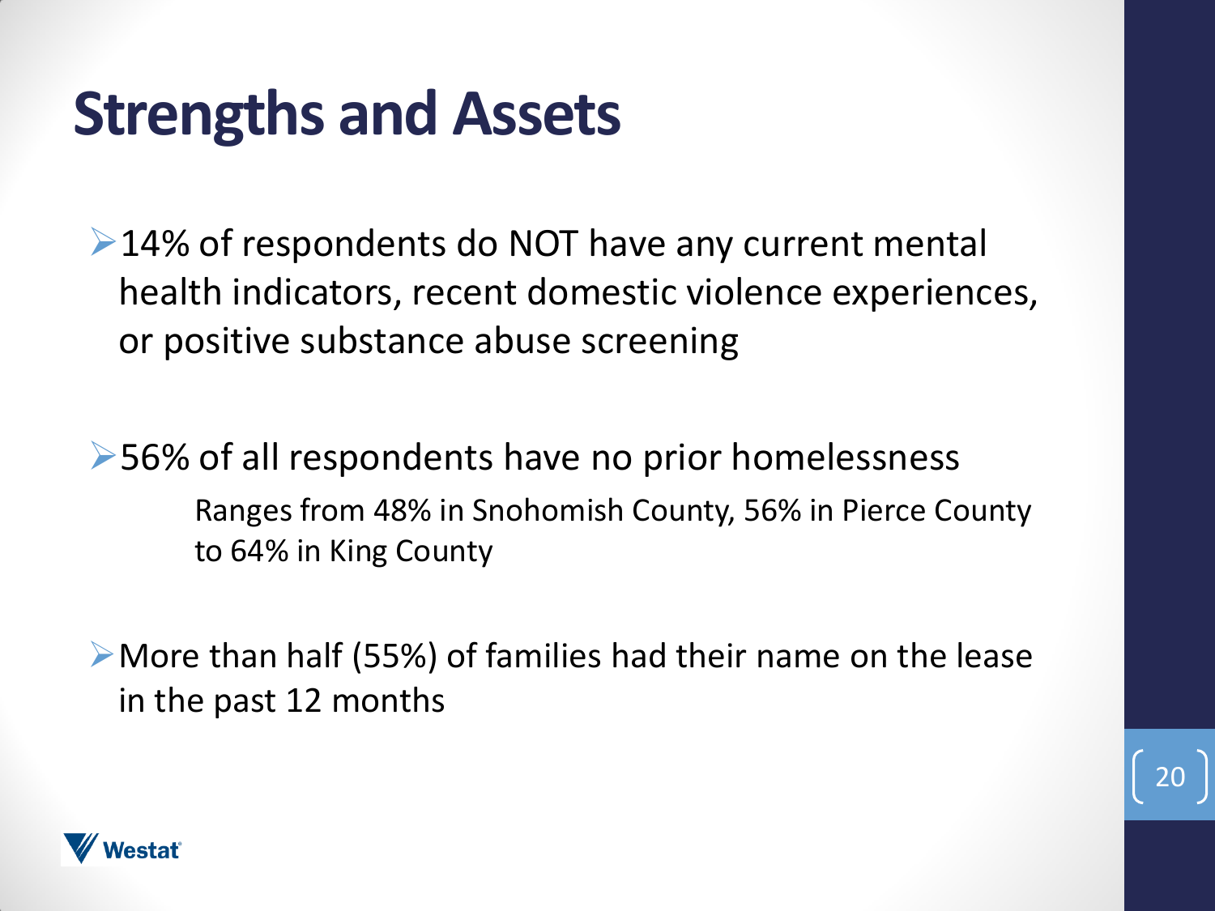# Strengths and Assets

- 14% of respondents do NOT have any current mental health indicators, recent domestic violence experiences, or positive substance abuse screening

- 56% of all respondents have no prior homelessness
  - Ranges from 48% in Snohomish County, 56% in Pierce County to 64% in King County

- More than half (55%) of families had their name on the lease in the past 12 months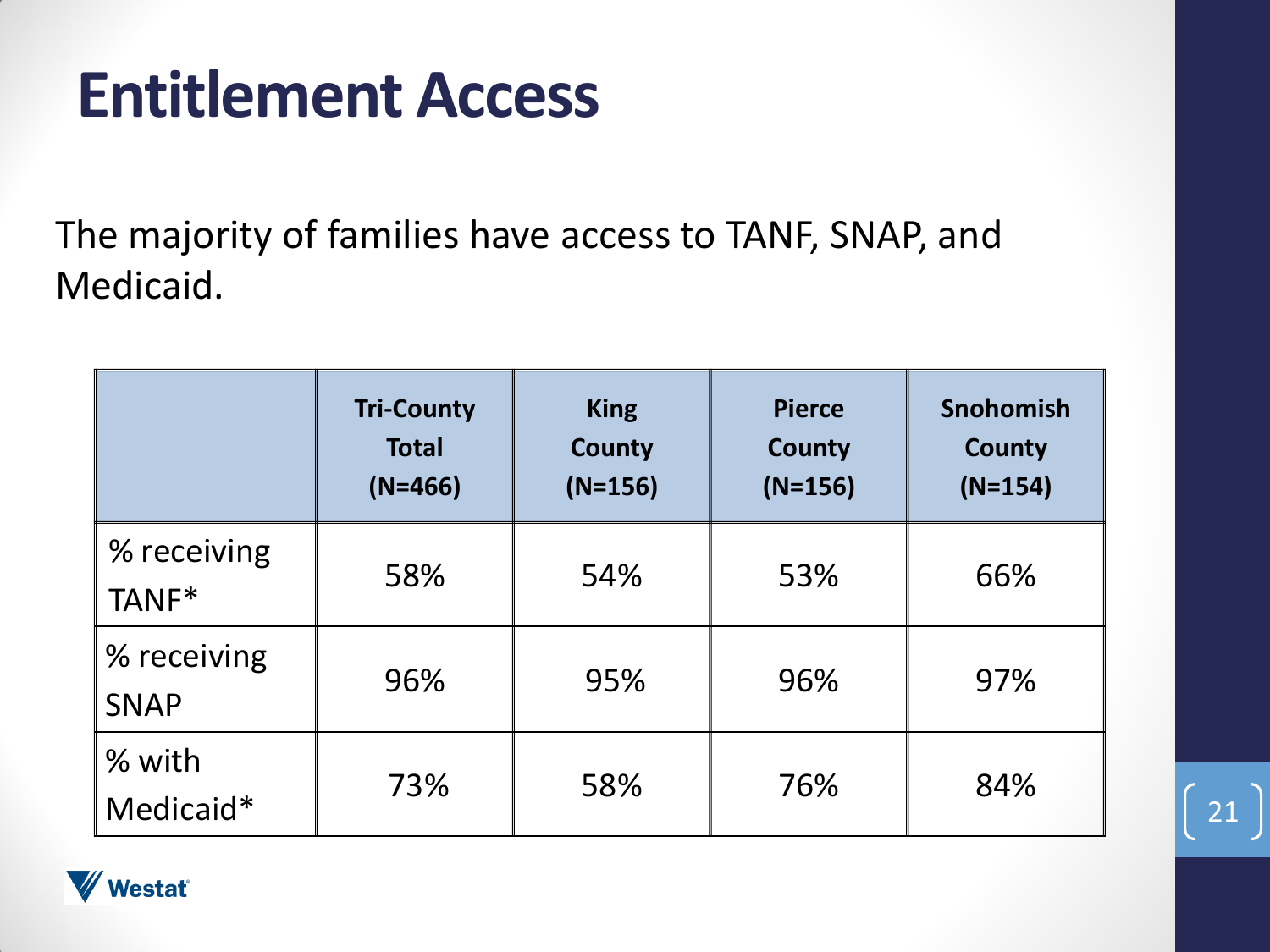# Entitlement Access

The majority of families have access to TANF, SNAP, and Medicaid.

| | Tri-County Total (N=466) | King County (N=156) | Pierce County (N=156) | Snohomish County (N=154) |
|---|---|---|---|---|
| % receiving TANF* | 58% | 54% | 53% | 66% |
| % receiving SNAP | 96% | 95% | 96% | 97% |
| % with Medicaid* | 73% | 58% | 76% | 84% |

Westat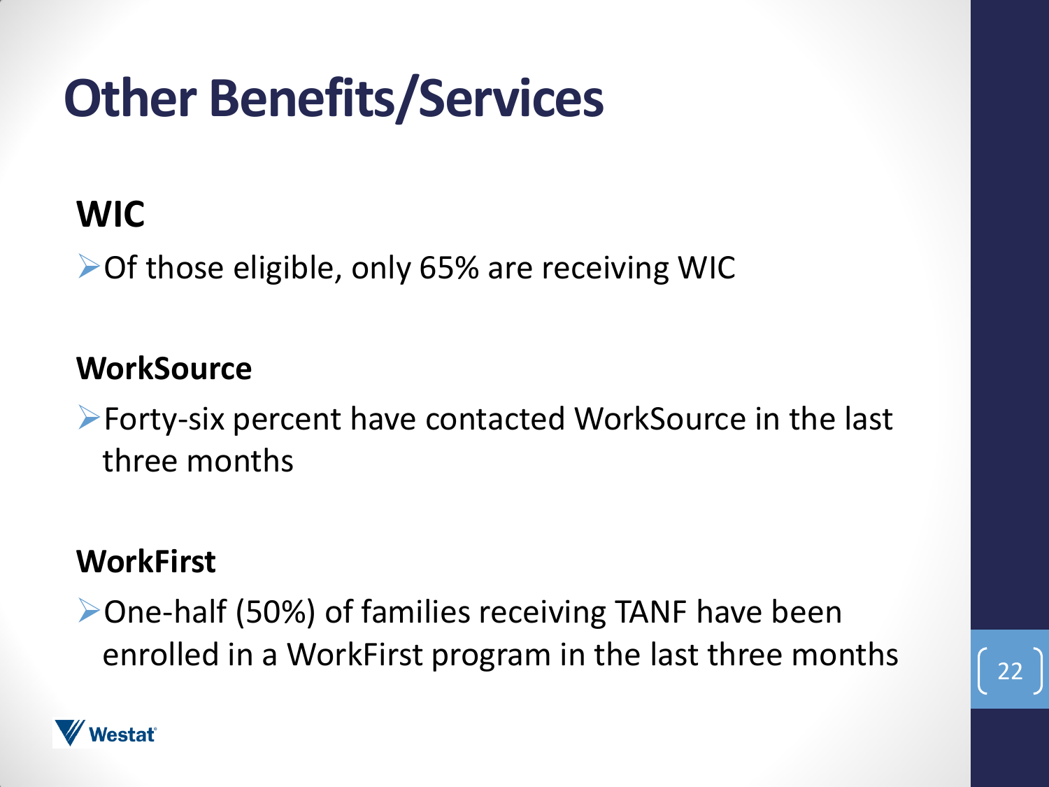# Other Benefits/Services

## WIC

- Of those eligible, only 65% are receiving WIC

### WorkSource

- Forty-six percent have contacted WorkSource in the last three months

### WorkFirst

- One-half (50%) of families receiving TANF have been enrolled in a WorkFirst program in the last three months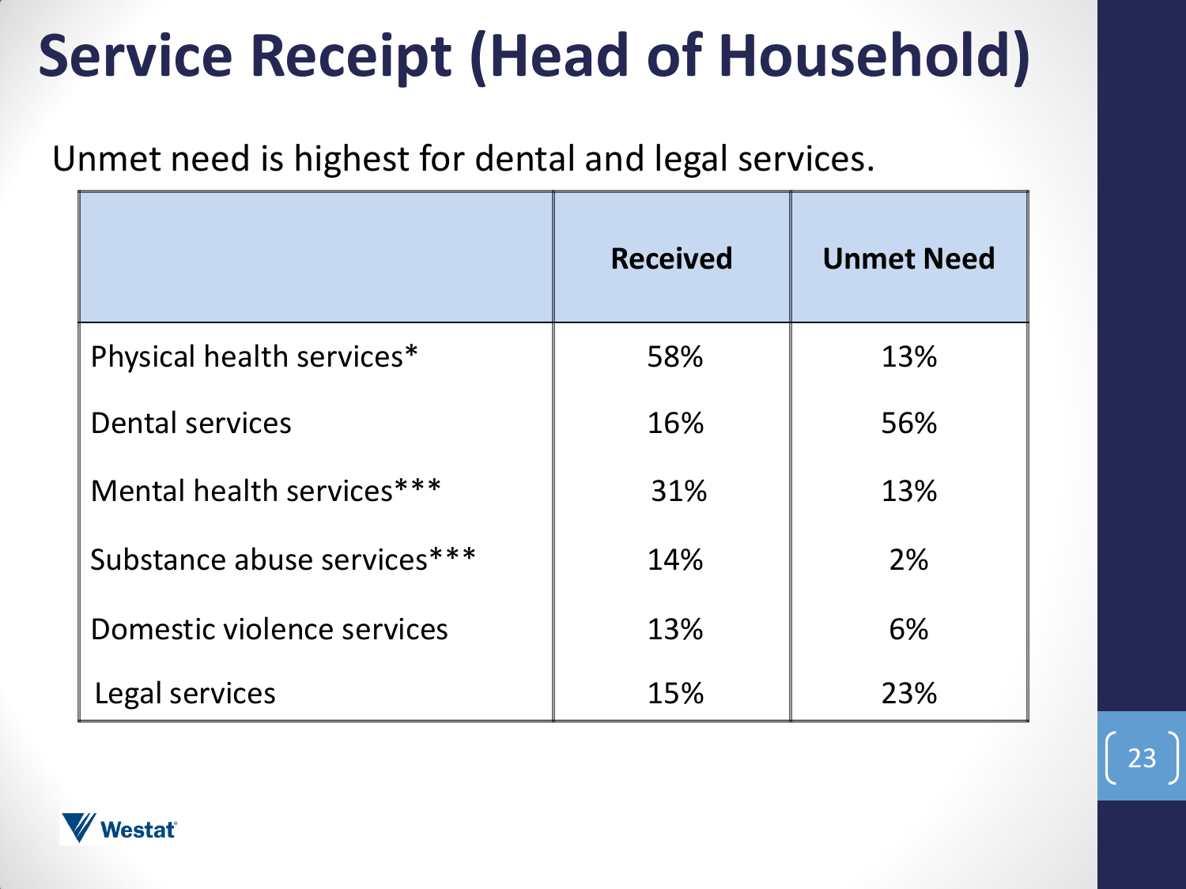# Service Receipt (Head of Household)

Unmet need is highest for dental and legal services.

| | Received | Unmet Need |
|---|---|---|
| Physical health services* | 58% | 13% |
| Dental services | 16% | 56% |
| Mental health services*** | 31% | 13% |
| Substance abuse services*** | 14% | 2% |
| Domestic violence services | 13% | 6% |
| Legal services | 15% | 23% |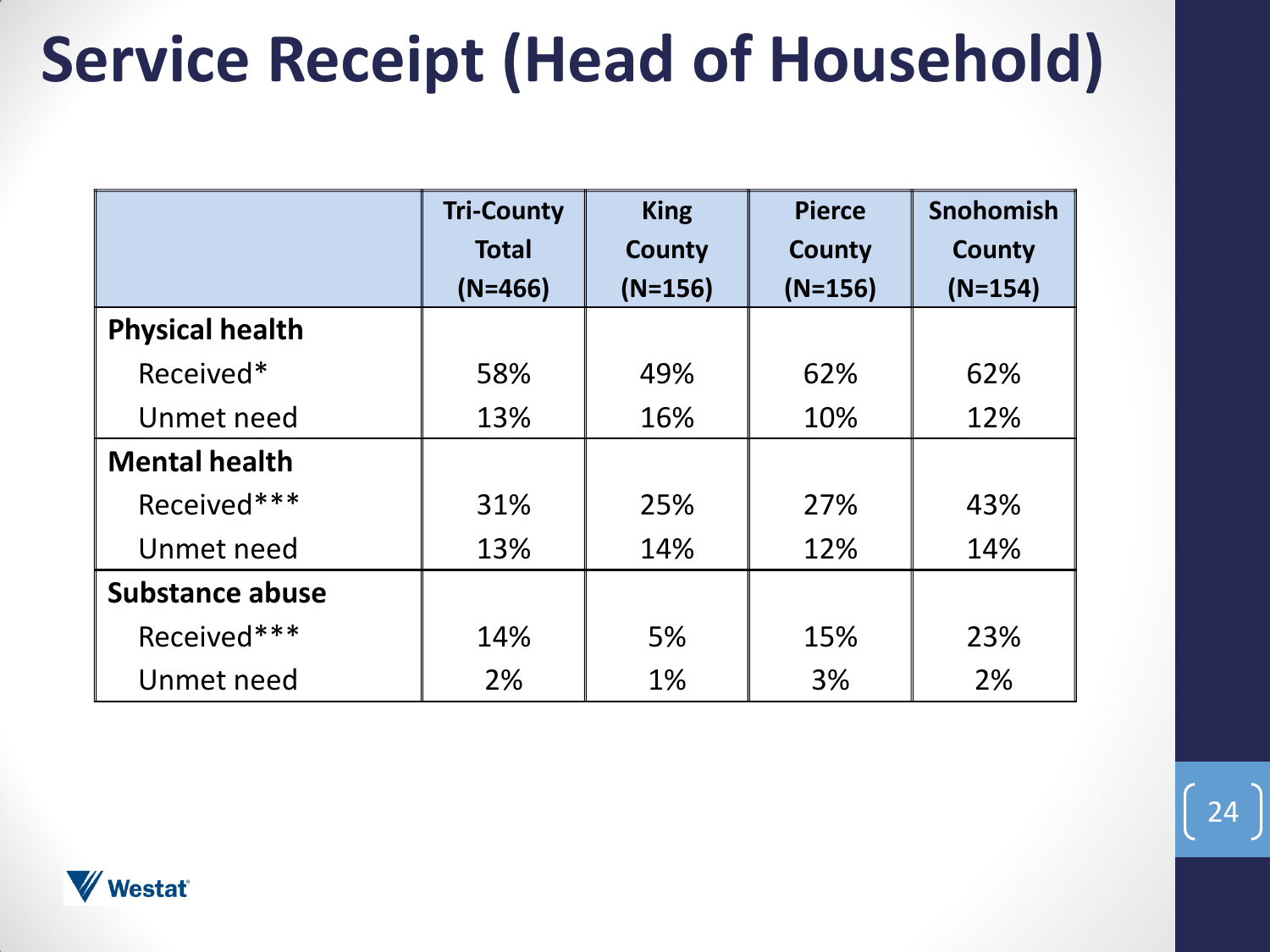# Service Receipt (Head of Household)

| | Tri-County Total (N=466) | King County (N=156) | Pierce County (N=156) | Snohomish County (N=154) |
|---|---|---|---|---|
| **Physical health** | | | | |
| Received* | 58% | 49% | 62% | 62% |
| Unmet need | 13% | 16% | 10% | 12% |
| **Mental health** | | | | |
| Received*** | 31% | 25% | 27% | 43% |
| Unmet need | 13% | 14% | 12% | 14% |
| **Substance abuse** | | | | |
| Received*** | 14% | 5% | 15% | 23% |
| Unmet need | 2% | 1% | 3% | 2% |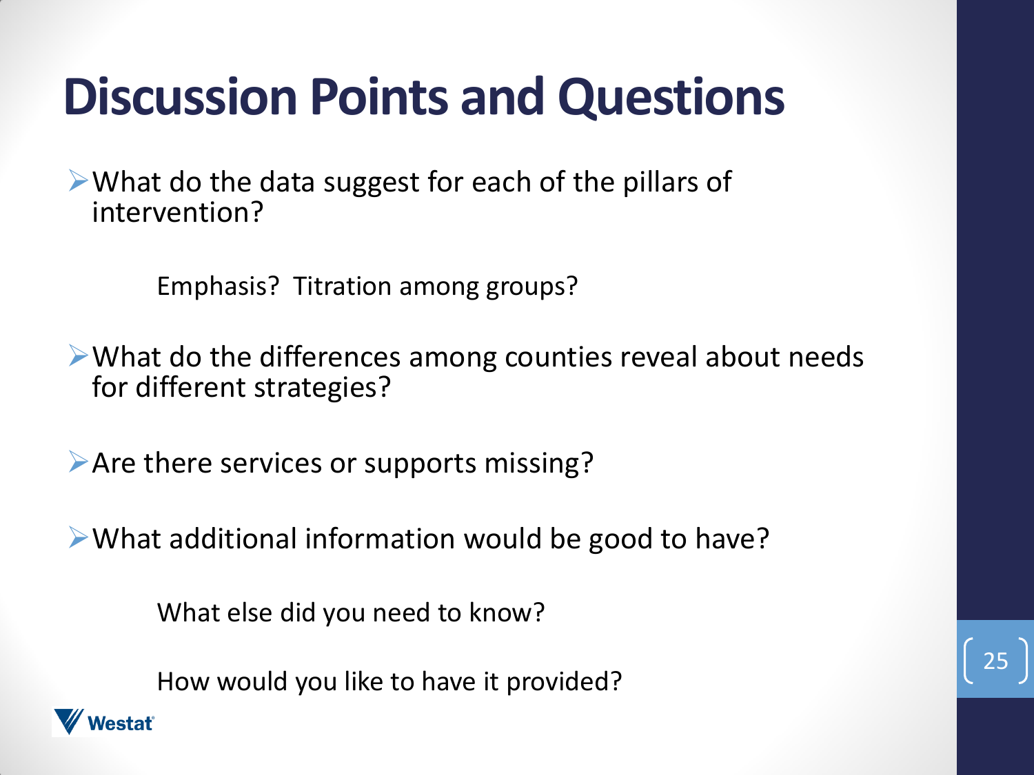# Discussion Points and Questions

- What do the data suggest for each of the pillars of intervention?

  Emphasis? Titration among groups?

- What do the differences among counties reveal about needs for different strategies?

- Are there services or supports missing?

- What additional information would be good to have?

  What else did you need to know?

  How would you like to have it provided?

Westat